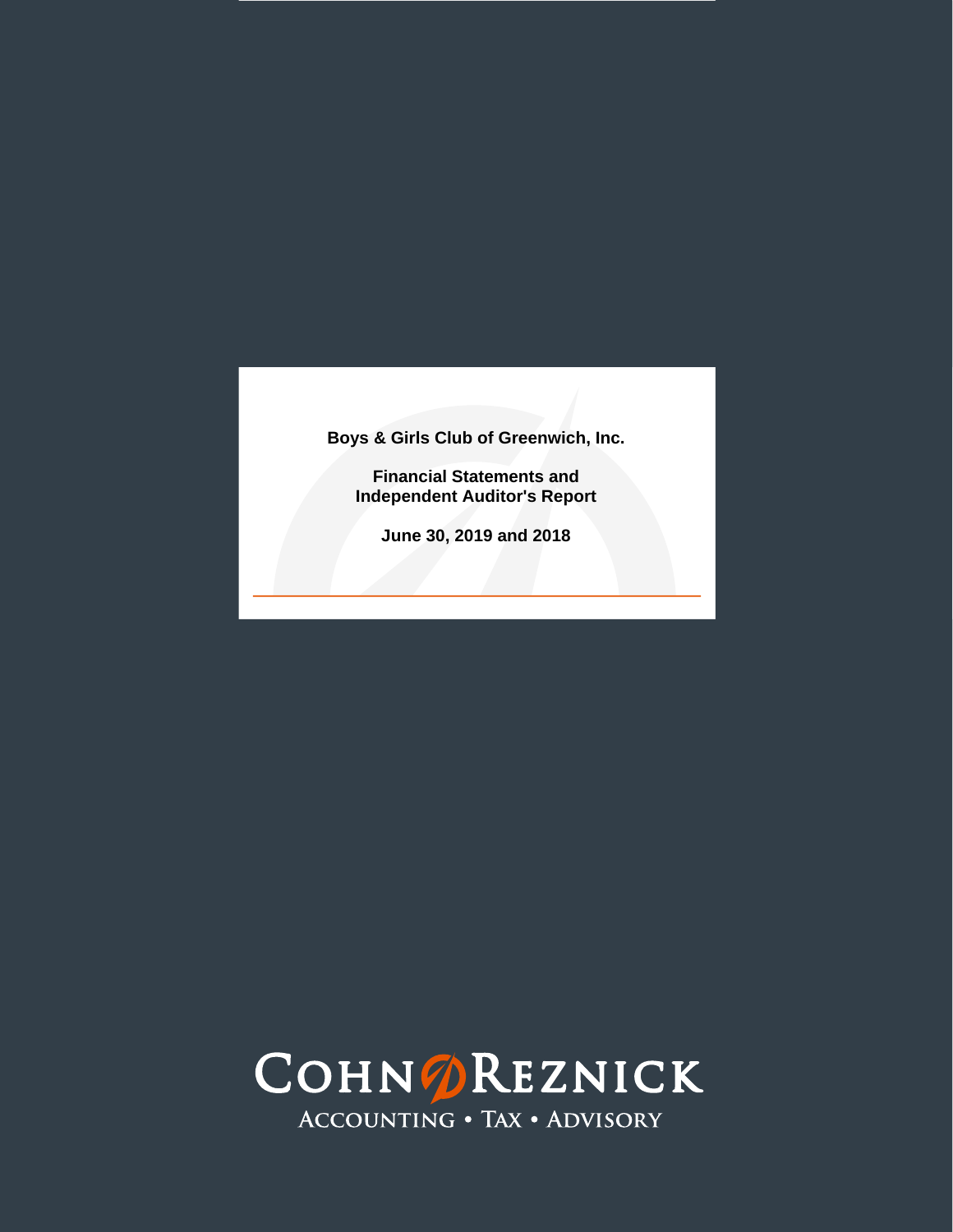# Boys & Girls Club of Greenwich, Inc.

**Financial Statements and Independent Auditor's Report**

**June 30, 2019 and 2018**

COHNREZNICK

ACCOUNTING • TAX • ADVISORY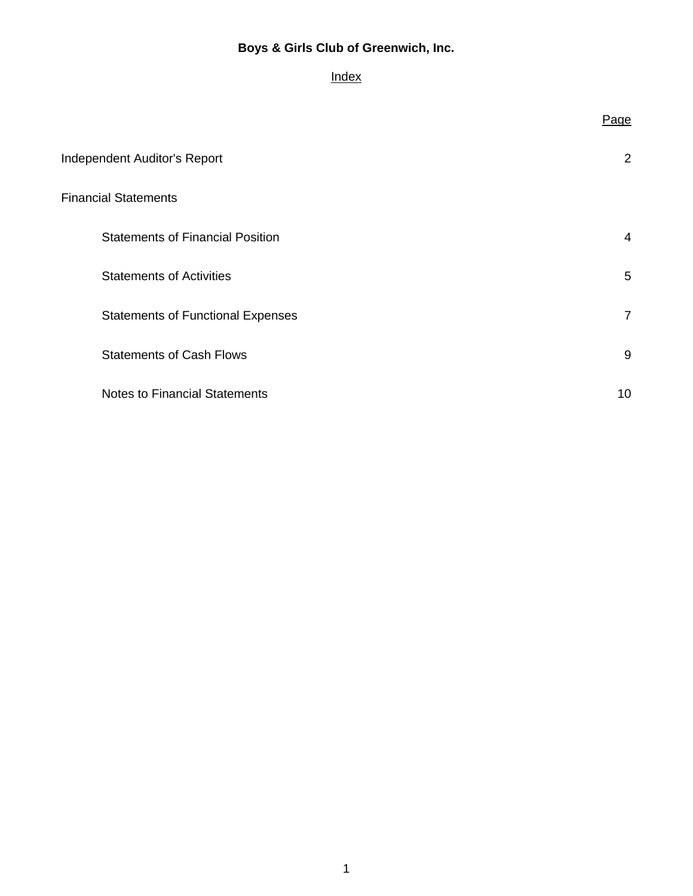# Boys & Girls Club of Greenwich, Inc.

## Index

| | Page |
|---|---|
| Independent Auditor's Report | 2 |
| Financial Statements | |
| Statements of Financial Position | 4 |
| Statements of Activities | 5 |
| Statements of Functional Expenses | 7 |
| Statements of Cash Flows | 9 |
| Notes to Financial Statements | 10 |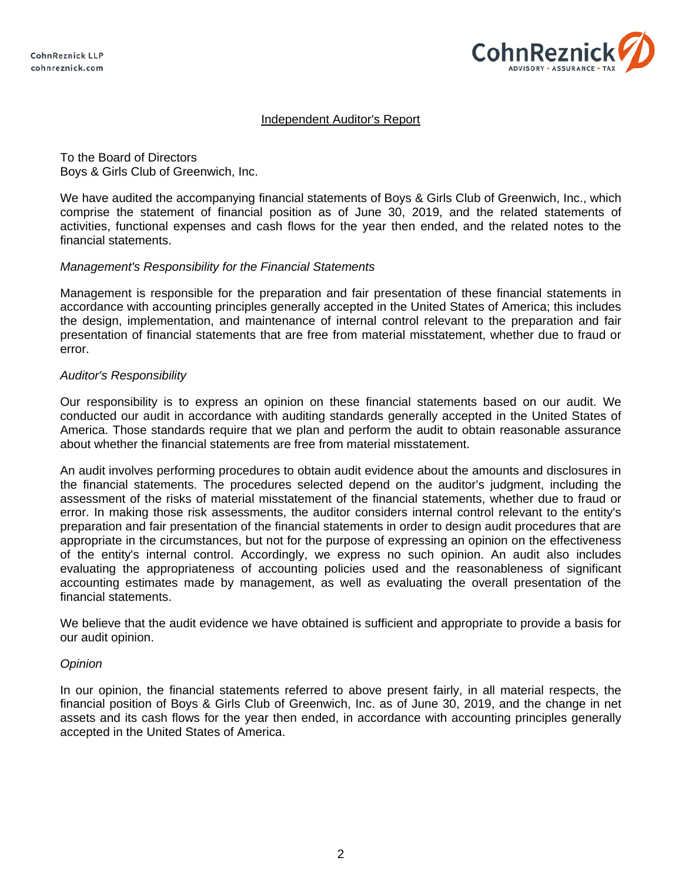CohnReznick LLP
cohnreznick.com

CohnReznick
ADVISORY • ASSURANCE • TAX

# Independent Auditor's Report

To the Board of Directors
Boys & Girls Club of Greenwich, Inc.

We have audited the accompanying financial statements of Boys & Girls Club of Greenwich, Inc., which comprise the statement of financial position as of June 30, 2019, and the related statements of activities, functional expenses and cash flows for the year then ended, and the related notes to the financial statements.

*Management's Responsibility for the Financial Statements*

Management is responsible for the preparation and fair presentation of these financial statements in accordance with accounting principles generally accepted in the United States of America; this includes the design, implementation, and maintenance of internal control relevant to the preparation and fair presentation of financial statements that are free from material misstatement, whether due to fraud or error.

*Auditor's Responsibility*

Our responsibility is to express an opinion on these financial statements based on our audit. We conducted our audit in accordance with auditing standards generally accepted in the United States of America. Those standards require that we plan and perform the audit to obtain reasonable assurance about whether the financial statements are free from material misstatement.

An audit involves performing procedures to obtain audit evidence about the amounts and disclosures in the financial statements. The procedures selected depend on the auditor's judgment, including the assessment of the risks of material misstatement of the financial statements, whether due to fraud or error. In making those risk assessments, the auditor considers internal control relevant to the entity's preparation and fair presentation of the financial statements in order to design audit procedures that are appropriate in the circumstances, but not for the purpose of expressing an opinion on the effectiveness of the entity's internal control. Accordingly, we express no such opinion. An audit also includes evaluating the appropriateness of accounting policies used and the reasonableness of significant accounting estimates made by management, as well as evaluating the overall presentation of the financial statements.

We believe that the audit evidence we have obtained is sufficient and appropriate to provide a basis for our audit opinion.

*Opinion*

In our opinion, the financial statements referred to above present fairly, in all material respects, the financial position of Boys & Girls Club of Greenwich, Inc. as of June 30, 2019, and the change in net assets and its cash flows for the year then ended, in accordance with accounting principles generally accepted in the United States of America.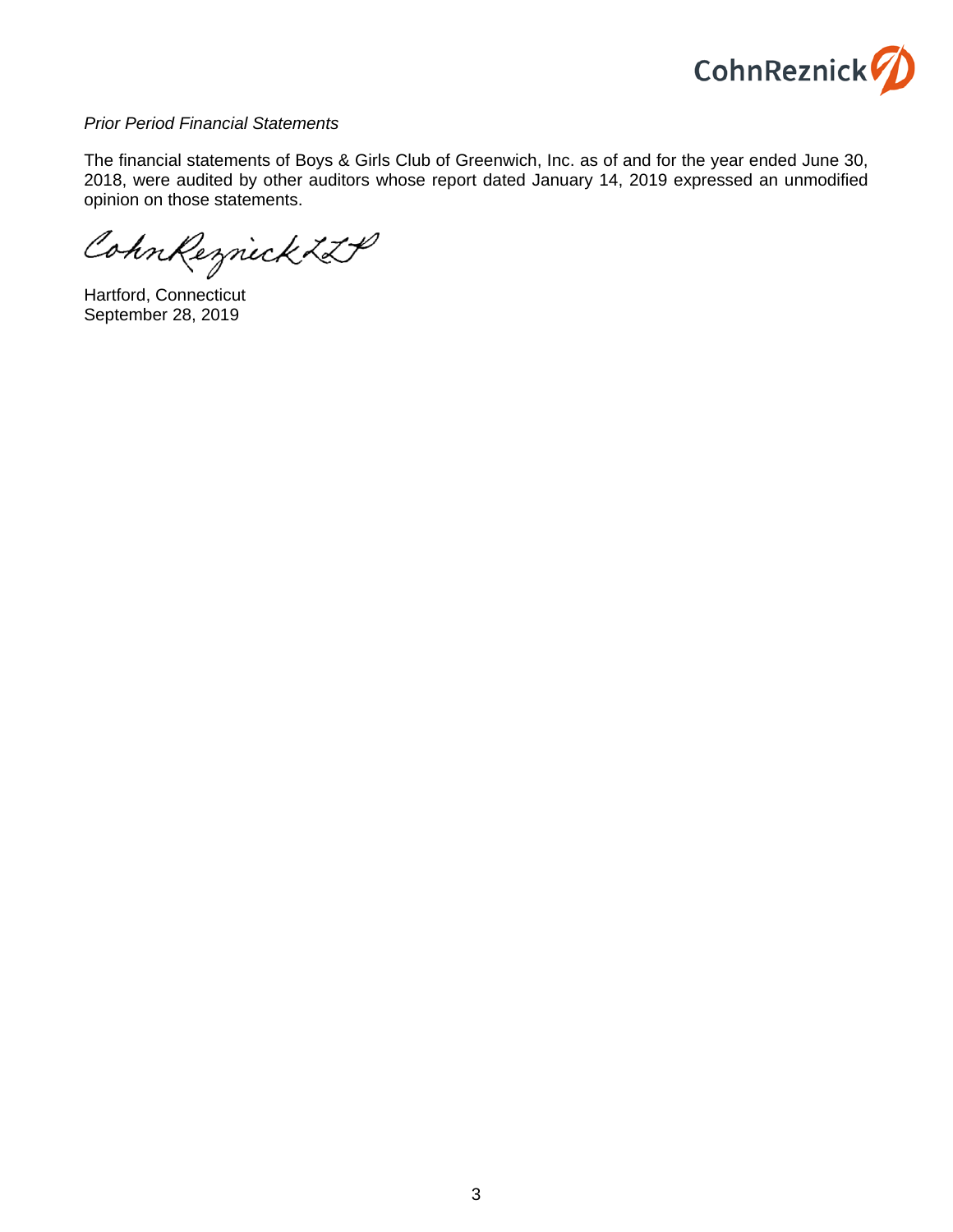*Prior Period Financial Statements*

The financial statements of Boys & Girls Club of Greenwich, Inc. as of and for the year ended June 30, 2018, were audited by other auditors whose report dated January 14, 2019 expressed an unmodified opinion on those statements.

CohnReznick LLP

Hartford, Connecticut
September 28, 2019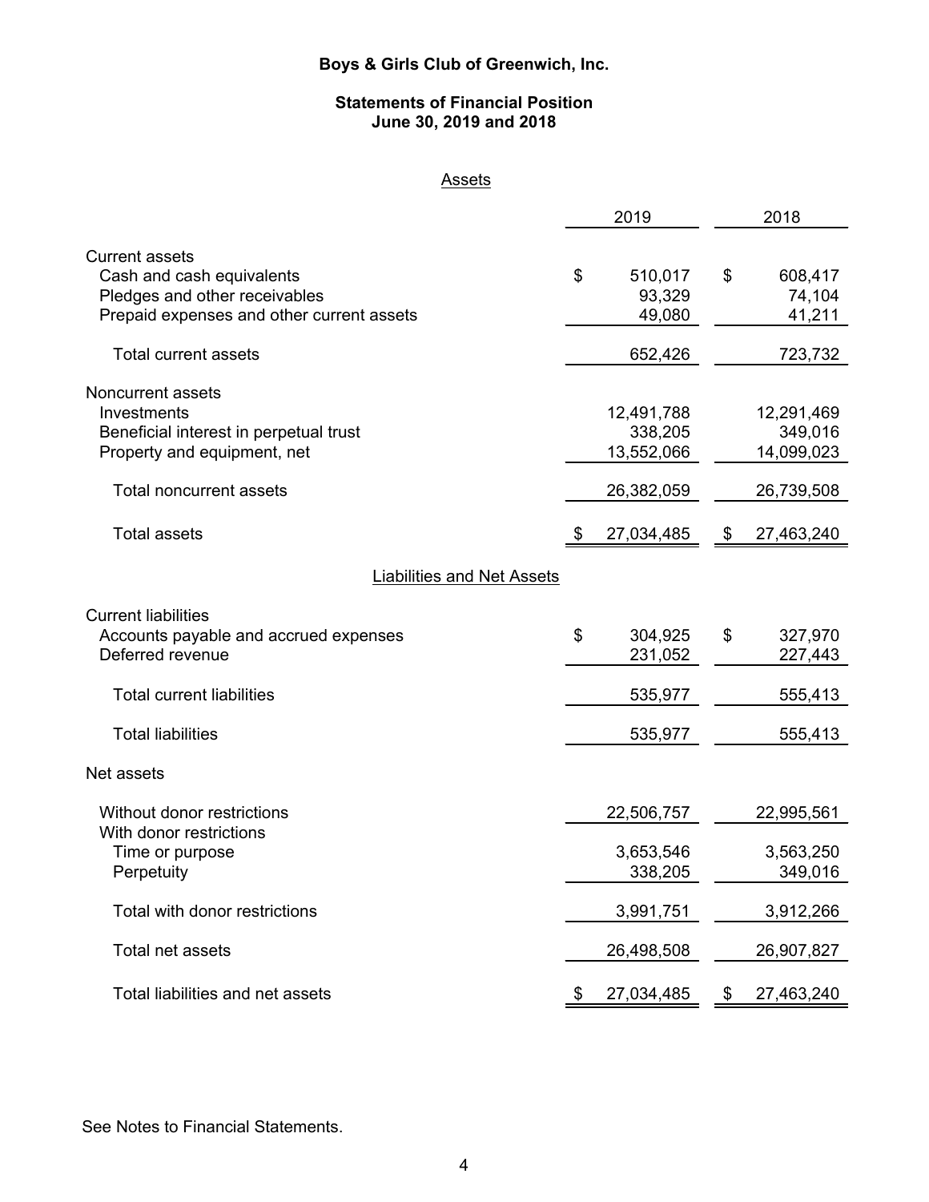# Boys & Girls Club of Greenwich, Inc.

## Statements of Financial Position
## June 30, 2019 and 2018

**Assets**

| | 2019 | 2018 |
|---|---|---|
| Current assets | | |
| Cash and cash equivalents | $ 510,017 | $ 608,417 |
| Pledges and other receivables | 93,329 | 74,104 |
| Prepaid expenses and other current assets | 49,080 | 41,211 |
| Total current assets | 652,426 | 723,732 |
| Noncurrent assets | | |
| Investments | 12,491,788 | 12,291,469 |
| Beneficial interest in perpetual trust | 338,205 | 349,016 |
| Property and equipment, net | 13,552,066 | 14,099,023 |
| Total noncurrent assets | 26,382,059 | 26,739,508 |
| Total assets | $ 27,034,485 | $ 27,463,240 |

**Liabilities and Net Assets**

| | 2019 | 2018 |
|---|---|---|
| Current liabilities | | |
| Accounts payable and accrued expenses | $ 304,925 | $ 327,970 |
| Deferred revenue | 231,052 | 227,443 |
| Total current liabilities | 535,977 | 555,413 |
| Total liabilities | 535,977 | 555,413 |
| Net assets | | |
| Without donor restrictions | 22,506,757 | 22,995,561 |
| With donor restrictions | | |
| Time or purpose | 3,653,546 | 3,563,250 |
| Perpetuity | 338,205 | 349,016 |
| Total with donor restrictions | 3,991,751 | 3,912,266 |
| Total net assets | 26,498,508 | 26,907,827 |
| Total liabilities and net assets | $ 27,034,485 | $ 27,463,240 |

See Notes to Financial Statements.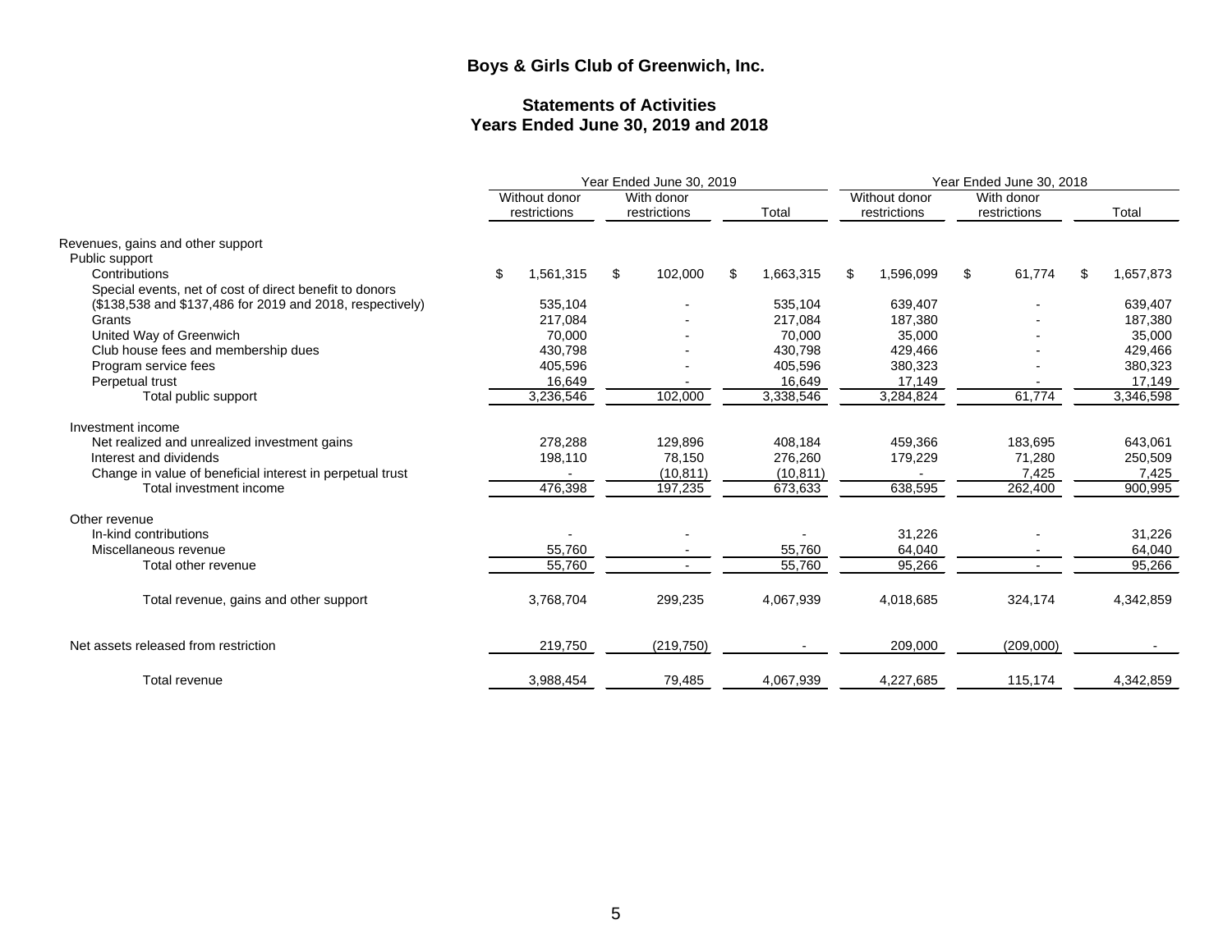## Boys & Girls Club of Greenwich, Inc.

### Statements of Activities
### Years Ended June 30, 2019 and 2018

| | Year Ended June 30, 2019 | | | Year Ended June 30, 2018 | | |
|---|---|---|---|---|---|---|
| | Without donor restrictions | With donor restrictions | Total | Without donor restrictions | With donor restrictions | Total |
| Revenues, gains and other support | | | | | | |
| Public support | | | | | | |
| Contributions | $ 1,561,315 | $ 102,000 | $ 1,663,315 | $ 1,596,099 | $ 61,774 | $ 1,657,873 |
| Special events, net of cost of direct benefit to donors ($138,538 and $137,486 for 2019 and 2018, respectively) | 535,104 | - | 535,104 | 639,407 | - | 639,407 |
| Grants | 217,084 | - | 217,084 | 187,380 | - | 187,380 |
| United Way of Greenwich | 70,000 | - | 70,000 | 35,000 | - | 35,000 |
| Club house fees and membership dues | 430,798 | - | 430,798 | 429,466 | - | 429,466 |
| Program service fees | 405,596 | - | 405,596 | 380,323 | - | 380,323 |
| Perpetual trust | 16,649 | - | 16,649 | 17,149 | - | 17,149 |
| Total public support | 3,236,546 | 102,000 | 3,338,546 | 3,284,824 | 61,774 | 3,346,598 |
| Investment income | | | | | | |
| Net realized and unrealized investment gains | 278,288 | 129,896 | 408,184 | 459,366 | 183,695 | 643,061 |
| Interest and dividends | 198,110 | 78,150 | 276,260 | 179,229 | 71,280 | 250,509 |
| Change in value of beneficial interest in perpetual trust | - | (10,811) | (10,811) | - | 7,425 | 7,425 |
| Total investment income | 476,398 | 197,235 | 673,633 | 638,595 | 262,400 | 900,995 |
| Other revenue | | | | | | |
| In-kind contributions | - | - | - | 31,226 | - | 31,226 |
| Miscellaneous revenue | 55,760 | - | 55,760 | 64,040 | - | 64,040 |
| Total other revenue | 55,760 | - | 55,760 | 95,266 | - | 95,266 |
| Total revenue, gains and other support | 3,768,704 | 299,235 | 4,067,939 | 4,018,685 | 324,174 | 4,342,859 |
| Net assets released from restriction | 219,750 | (219,750) | - | 209,000 | (209,000) | - |
| Total revenue | 3,988,454 | 79,485 | 4,067,939 | 4,227,685 | 115,174 | 4,342,859 |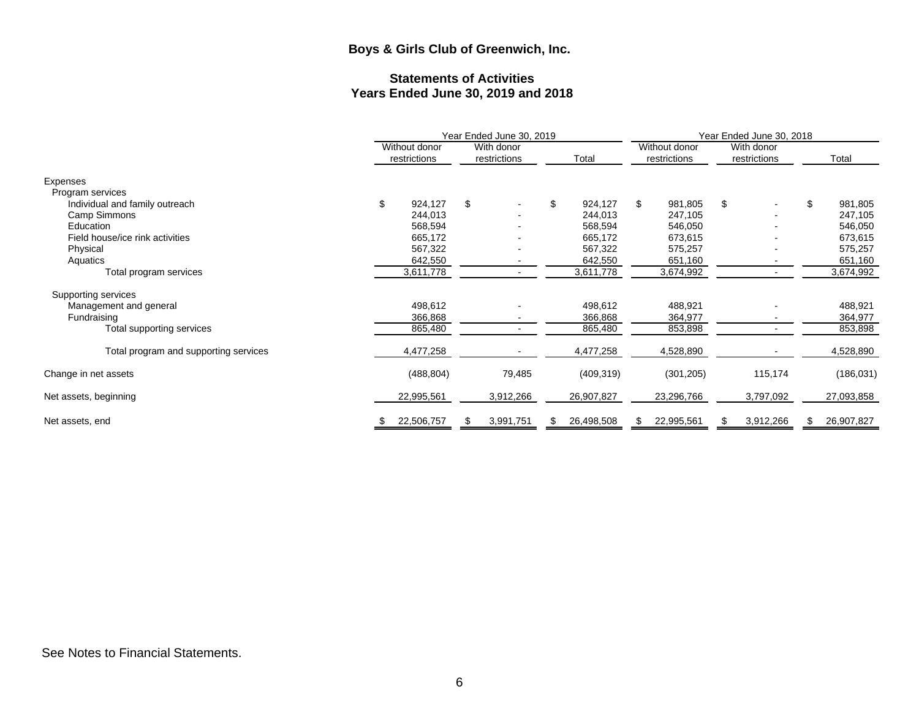# Boys & Girls Club of Greenwich, Inc.

## Statements of Activities
## Years Ended June 30, 2019 and 2018

| | Year Ended June 30, 2019 | | | Year Ended June 30, 2018 | | |
|---|---|---|---|---|---|---|
| | Without donor restrictions | With donor restrictions | Total | Without donor restrictions | With donor restrictions | Total |
| Expenses | | | | | | |
| Program services | | | | | | |
| Individual and family outreach | $ 924,127 | $ - | $ 924,127 | $ 981,805 | $ - | $ 981,805 |
| Camp Simmons | 244,013 | - | 244,013 | 247,105 | - | 247,105 |
| Education | 568,594 | - | 568,594 | 546,050 | - | 546,050 |
| Field house/ice rink activities | 665,172 | - | 665,172 | 673,615 | - | 673,615 |
| Physical | 567,322 | - | 567,322 | 575,257 | - | 575,257 |
| Aquatics | 642,550 | - | 642,550 | 651,160 | - | 651,160 |
| Total program services | 3,611,778 | - | 3,611,778 | 3,674,992 | - | 3,674,992 |
| Supporting services | | | | | | |
| Management and general | 498,612 | - | 498,612 | 488,921 | - | 488,921 |
| Fundraising | 366,868 | - | 366,868 | 364,977 | - | 364,977 |
| Total supporting services | 865,480 | - | 865,480 | 853,898 | - | 853,898 |
| Total program and supporting services | 4,477,258 | - | 4,477,258 | 4,528,890 | - | 4,528,890 |
| Change in net assets | (488,804) | 79,485 | (409,319) | (301,205) | 115,174 | (186,031) |
| Net assets, beginning | 22,995,561 | 3,912,266 | 26,907,827 | 23,296,766 | 3,797,092 | 27,093,858 |
| Net assets, end | $ 22,506,757 | $ 3,991,751 | $ 26,498,508 | $ 22,995,561 | $ 3,912,266 | $ 26,907,827 |

See Notes to Financial Statements.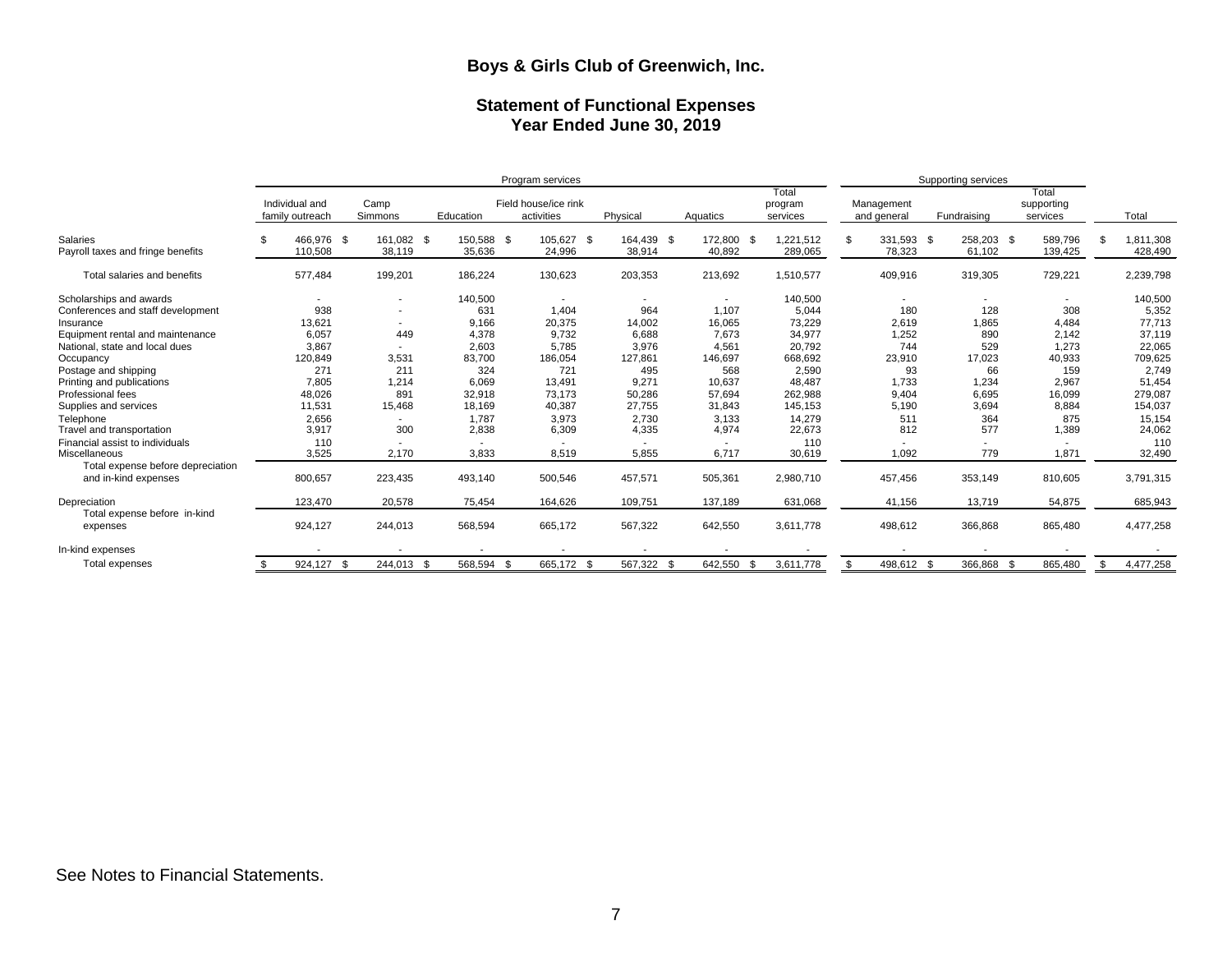# Boys & Girls Club of Greenwich, Inc.

## Statement of Functional Expenses
## Year Ended June 30, 2019

| | Program services | | | | | | | Supporting services | | | |
|---|---|---|---|---|---|---|---|---|---|---|---|
| | Individual and family outreach | Camp Simmons | Education | Field house/ice rink activities | Physical | Aquatics | Total program services | Management and general | Fundraising | Total supporting services | Total |
| Salaries | $ 466,976 | $ 161,082 | $ 150,588 | $ 105,627 | $ 164,439 | $ 172,800 | $ 1,221,512 | $ 331,593 | $ 258,203 | $ 589,796 | $ 1,811,308 |
| Payroll taxes and fringe benefits | 110,508 | 38,119 | 35,636 | 24,996 | 38,914 | 40,892 | 289,065 | 78,323 | 61,102 | 139,425 | 428,490 |
| Total salaries and benefits | 577,484 | 199,201 | 186,224 | 130,623 | 203,353 | 213,692 | 1,510,577 | 409,916 | 319,305 | 729,221 | 2,239,798 |
| Scholarships and awards | - | - | 140,500 | - | - | - | 140,500 | - | - | - | 140,500 |
| Conferences and staff development | 938 | - | 631 | 1,404 | 964 | 1,107 | 5,044 | 180 | 128 | 308 | 5,352 |
| Insurance | 13,621 | - | 9,166 | 20,375 | 14,002 | 16,065 | 73,229 | 2,619 | 1,865 | 4,484 | 77,713 |
| Equipment rental and maintenance | 6,057 | 449 | 4,378 | 9,732 | 6,688 | 7,673 | 34,977 | 1,252 | 890 | 2,142 | 37,119 |
| National, state and local dues | 3,867 | - | 2,603 | 5,785 | 3,976 | 4,561 | 20,792 | 744 | 529 | 1,273 | 22,065 |
| Occupancy | 120,849 | 3,531 | 83,700 | 186,054 | 127,861 | 146,697 | 668,692 | 23,910 | 17,023 | 40,933 | 709,625 |
| Postage and shipping | 271 | 211 | 324 | 721 | 495 | 568 | 2,590 | 93 | 66 | 159 | 2,749 |
| Printing and publications | 7,805 | 1,214 | 6,069 | 13,491 | 9,271 | 10,637 | 48,487 | 1,733 | 1,234 | 2,967 | 51,454 |
| Professional fees | 48,026 | 891 | 32,918 | 73,173 | 50,286 | 57,694 | 262,988 | 9,404 | 6,695 | 16,099 | 279,087 |
| Supplies and services | 11,531 | 15,468 | 18,169 | 40,387 | 27,755 | 31,843 | 145,153 | 5,190 | 3,694 | 8,884 | 154,037 |
| Telephone | 2,656 | - | 1,787 | 3,973 | 2,730 | 3,133 | 14,279 | 511 | 364 | 875 | 15,154 |
| Travel and transportation | 3,917 | 300 | 2,838 | 6,309 | 4,335 | 4,974 | 22,673 | 812 | 577 | 1,389 | 24,062 |
| Financial assist to individuals | 110 | - | - | - | - | - | 110 | - | - | - | 110 |
| Miscellaneous | 3,525 | 2,170 | 3,833 | 8,519 | 5,855 | 6,717 | 30,619 | 1,092 | 779 | 1,871 | 32,490 |
| Total expense before depreciation and in-kind expenses | 800,657 | 223,435 | 493,140 | 500,546 | 457,571 | 505,361 | 2,980,710 | 457,456 | 353,149 | 810,605 | 3,791,315 |
| Depreciation | 123,470 | 20,578 | 75,454 | 164,626 | 109,751 | 137,189 | 631,068 | 41,156 | 13,719 | 54,875 | 685,943 |
| Total expense before in-kind expenses | 924,127 | 244,013 | 568,594 | 665,172 | 567,322 | 642,550 | 3,611,778 | 498,612 | 366,868 | 865,480 | 4,477,258 |
| In-kind expenses | - | - | - | - | - | - | - | - | - | - | - |
| Total expenses | $ 924,127 | $ 244,013 | $ 568,594 | $ 665,172 | $ 567,322 | $ 642,550 | $ 3,611,778 | $ 498,612 | $ 366,868 | $ 865,480 | $ 4,477,258 |

See Notes to Financial Statements.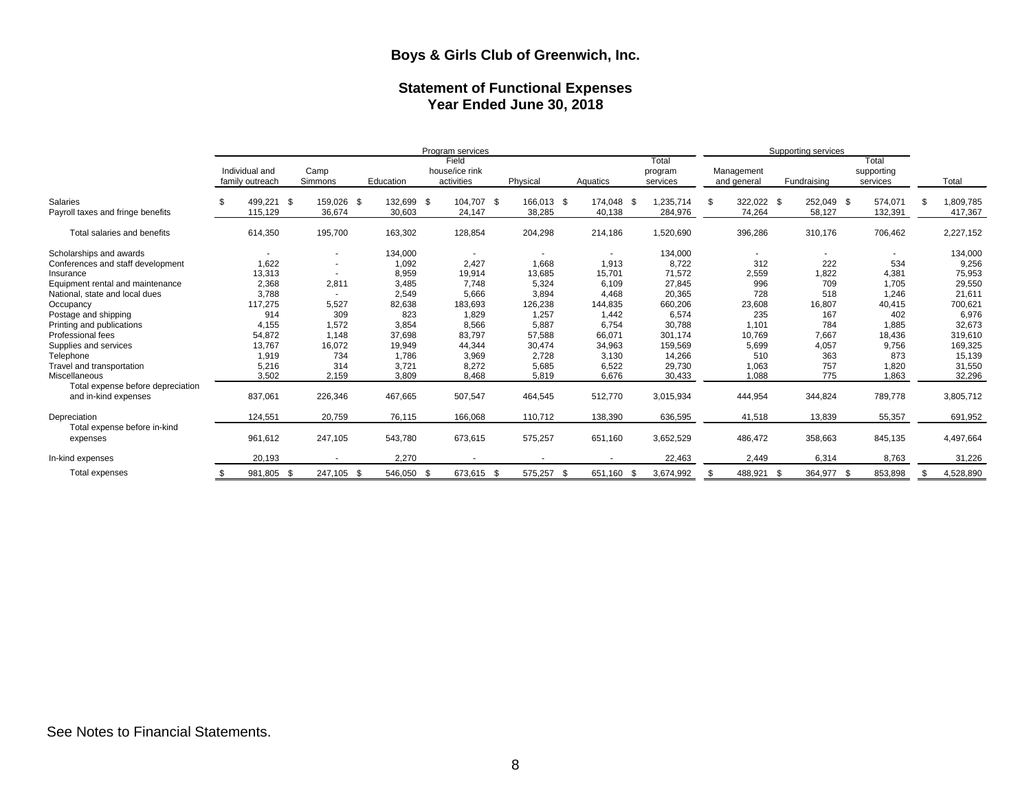# Boys & Girls Club of Greenwich, Inc.

## Statement of Functional Expenses
## Year Ended June 30, 2018

| | Program services | | | | | | | Supporting services | | | |
|---|---|---|---|---|---|---|---|---|---|---|---|
| | Individual and family outreach | Camp Simmons | Education | Field house/ice rink activities | Physical | Aquatics | Total program services | Management and general | Fundraising | Total supporting services | Total |
| Salaries | $ 499,221 | $ 159,026 | $ 132,699 | $ 104,707 | $ 166,013 | $ 174,048 | $ 1,235,714 | $ 322,022 | $ 252,049 | $ 574,071 | $ 1,809,785 |
| Payroll taxes and fringe benefits | 115,129 | 36,674 | 30,603 | 24,147 | 38,285 | 40,138 | 284,976 | 74,264 | 58,127 | 132,391 | 417,367 |
| Total salaries and benefits | 614,350 | 195,700 | 163,302 | 128,854 | 204,298 | 214,186 | 1,520,690 | 396,286 | 310,176 | 706,462 | 2,227,152 |
| Scholarships and awards | - | - | 134,000 | - | - | - | 134,000 | - | - | - | 134,000 |
| Conferences and staff development | 1,622 | - | 1,092 | 2,427 | 1,668 | 1,913 | 8,722 | 312 | 222 | 534 | 9,256 |
| Insurance | 13,313 | - | 8,959 | 19,914 | 13,685 | 15,701 | 71,572 | 2,559 | 1,822 | 4,381 | 75,953 |
| Equipment rental and maintenance | 2,368 | 2,811 | 3,485 | 7,748 | 5,324 | 6,109 | 27,845 | 996 | 709 | 1,705 | 29,550 |
| National, state and local dues | 3,788 | - | 2,549 | 5,666 | 3,894 | 4,468 | 20,365 | 728 | 518 | 1,246 | 21,611 |
| Occupancy | 117,275 | 5,527 | 82,638 | 183,693 | 126,238 | 144,835 | 660,206 | 23,608 | 16,807 | 40,415 | 700,621 |
| Postage and shipping | 914 | 309 | 823 | 1,829 | 1,257 | 1,442 | 6,574 | 235 | 167 | 402 | 6,976 |
| Printing and publications | 4,155 | 1,572 | 3,854 | 8,566 | 5,887 | 6,754 | 30,788 | 1,101 | 784 | 1,885 | 32,673 |
| Professional fees | 54,872 | 1,148 | 37,698 | 83,797 | 57,588 | 66,071 | 301,174 | 10,769 | 7,667 | 18,436 | 319,610 |
| Supplies and services | 13,767 | 16,072 | 19,949 | 44,344 | 30,474 | 34,963 | 159,569 | 5,699 | 4,057 | 9,756 | 169,325 |
| Telephone | 1,919 | 734 | 1,786 | 3,969 | 2,728 | 3,130 | 14,266 | 510 | 363 | 873 | 15,139 |
| Travel and transportation | 5,216 | 314 | 3,721 | 8,272 | 5,685 | 6,522 | 29,730 | 1,063 | 757 | 1,820 | 31,550 |
| Miscellaneous | 3,502 | 2,159 | 3,809 | 8,468 | 5,819 | 6,676 | 30,433 | 1,088 | 775 | 1,863 | 32,296 |
| Total expense before depreciation and in-kind expenses | 837,061 | 226,346 | 467,665 | 507,547 | 464,545 | 512,770 | 3,015,934 | 444,954 | 344,824 | 789,778 | 3,805,712 |
| Depreciation | 124,551 | 20,759 | 76,115 | 166,068 | 110,712 | 138,390 | 636,595 | 41,518 | 13,839 | 55,357 | 691,952 |
| Total expense before in-kind expenses | 961,612 | 247,105 | 543,780 | 673,615 | 575,257 | 651,160 | 3,652,529 | 486,472 | 358,663 | 845,135 | 4,497,664 |
| In-kind expenses | 20,193 | - | 2,270 | - | - | - | 22,463 | 2,449 | 6,314 | 8,763 | 31,226 |
| Total expenses | $ 981,805 | $ 247,105 | $ 546,050 | $ 673,615 | $ 575,257 | $ 651,160 | $ 3,674,992 | $ 488,921 | $ 364,977 | $ 853,898 | $ 4,528,890 |

See Notes to Financial Statements.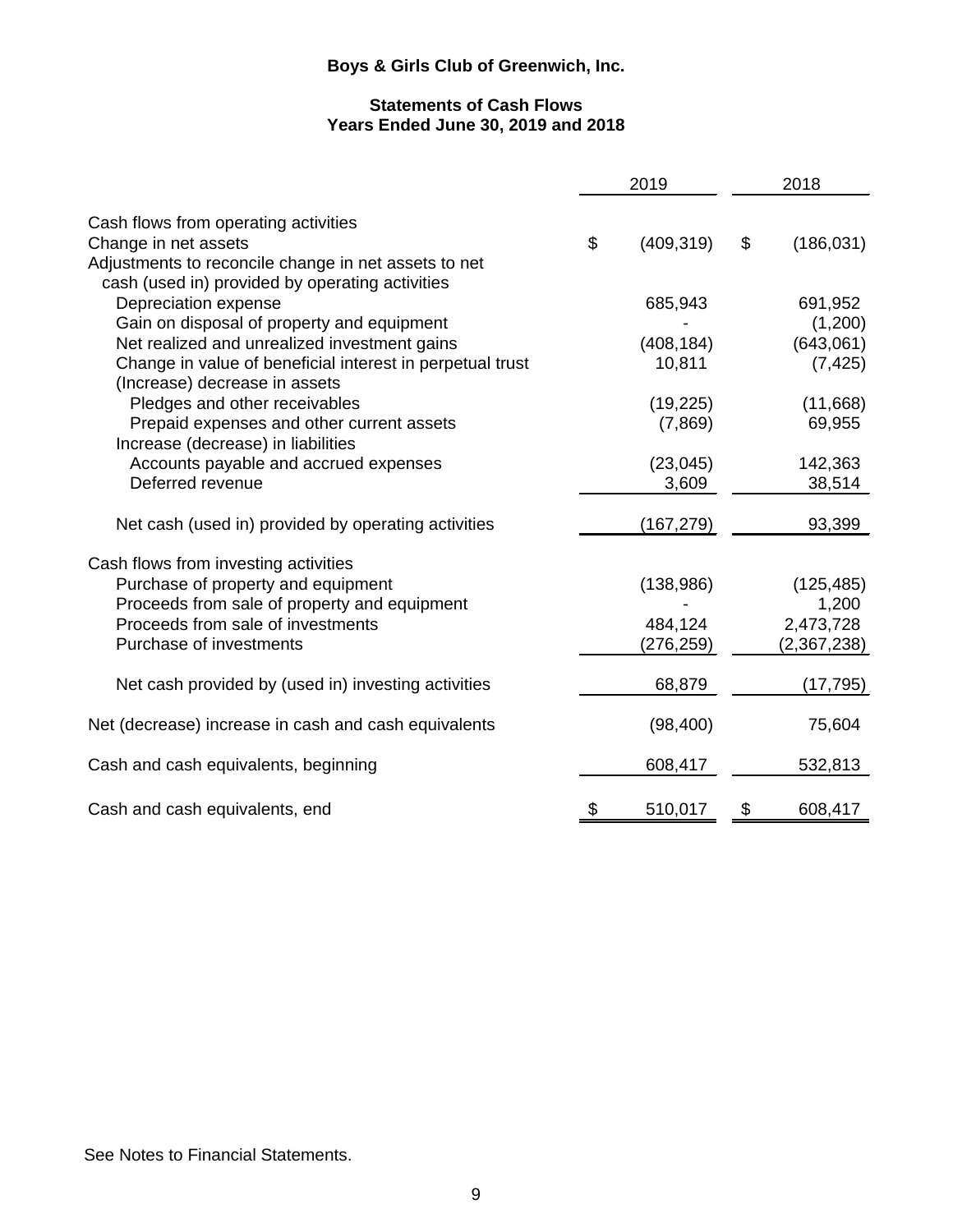# Boys & Girls Club of Greenwich, Inc.

## Statements of Cash Flows
## Years Ended June 30, 2019 and 2018

| | 2019 | 2018 |
|---|---|---|
| Cash flows from operating activities | | |
| Change in net assets | $ (409,319) | $ (186,031) |
| Adjustments to reconcile change in net assets to net cash (used in) provided by operating activities | | |
| Depreciation expense | 685,943 | 691,952 |
| Gain on disposal of property and equipment | - | (1,200) |
| Net realized and unrealized investment gains | (408,184) | (643,061) |
| Change in value of beneficial interest in perpetual trust | 10,811 | (7,425) |
| (Increase) decrease in assets | | |
| Pledges and other receivables | (19,225) | (11,668) |
| Prepaid expenses and other current assets | (7,869) | 69,955 |
| Increase (decrease) in liabilities | | |
| Accounts payable and accrued expenses | (23,045) | 142,363 |
| Deferred revenue | 3,609 | 38,514 |
| Net cash (used in) provided by operating activities | (167,279) | 93,399 |
| Cash flows from investing activities | | |
| Purchase of property and equipment | (138,986) | (125,485) |
| Proceeds from sale of property and equipment | - | 1,200 |
| Proceeds from sale of investments | 484,124 | 2,473,728 |
| Purchase of investments | (276,259) | (2,367,238) |
| Net cash provided by (used in) investing activities | 68,879 | (17,795) |
| Net (decrease) increase in cash and cash equivalents | (98,400) | 75,604 |
| Cash and cash equivalents, beginning | 608,417 | 532,813 |
| Cash and cash equivalents, end | $ 510,017 | $ 608,417 |

See Notes to Financial Statements.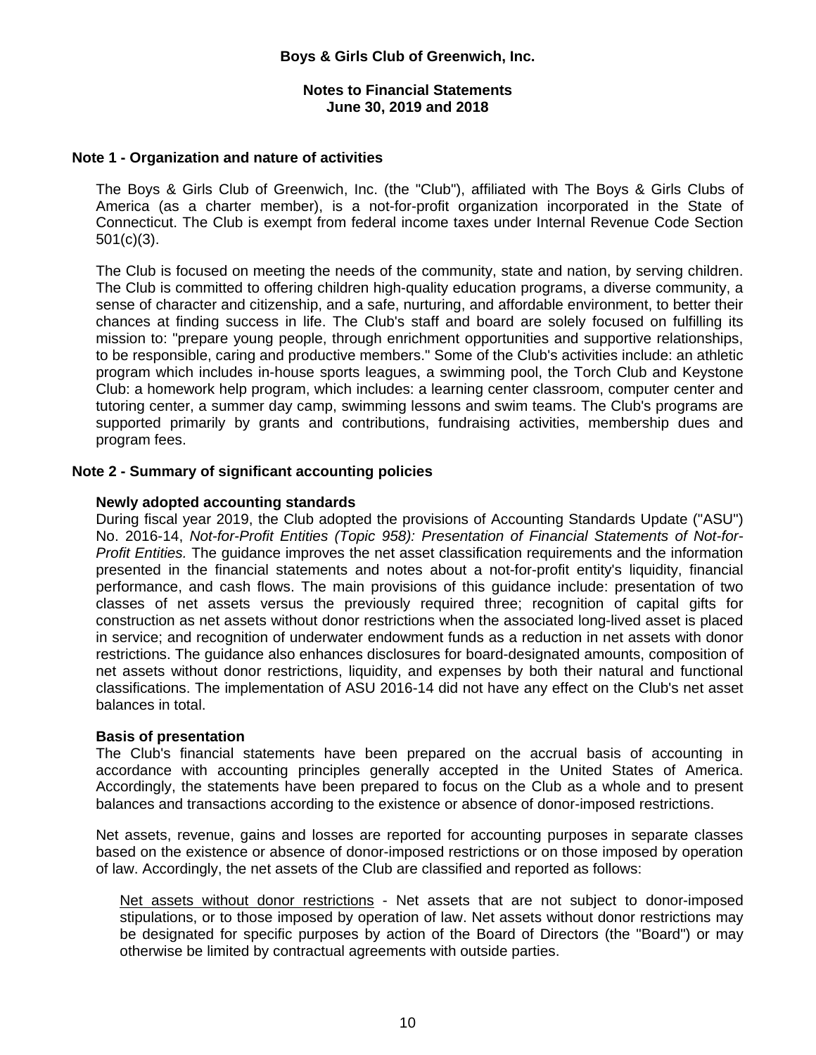## Boys & Girls Club of Greenwich, Inc.

### Notes to Financial Statements
### June 30, 2019 and 2018

**Note 1 - Organization and nature of activities**

The Boys & Girls Club of Greenwich, Inc. (the "Club"), affiliated with The Boys & Girls Clubs of America (as a charter member), is a not-for-profit organization incorporated in the State of Connecticut. The Club is exempt from federal income taxes under Internal Revenue Code Section 501(c)(3).

The Club is focused on meeting the needs of the community, state and nation, by serving children. The Club is committed to offering children high-quality education programs, a diverse community, a sense of character and citizenship, and a safe, nurturing, and affordable environment, to better their chances at finding success in life. The Club's staff and board are solely focused on fulfilling its mission to: "prepare young people, through enrichment opportunities and supportive relationships, to be responsible, caring and productive members." Some of the Club's activities include: an athletic program which includes in-house sports leagues, a swimming pool, the Torch Club and Keystone Club: a homework help program, which includes: a learning center classroom, computer center and tutoring center, a summer day camp, swimming lessons and swim teams. The Club's programs are supported primarily by grants and contributions, fundraising activities, membership dues and program fees.

**Note 2 - Summary of significant accounting policies**

**Newly adopted accounting standards**

During fiscal year 2019, the Club adopted the provisions of Accounting Standards Update ("ASU") No. 2016-14, *Not-for-Profit Entities (Topic 958): Presentation of Financial Statements of Not-for-Profit Entities.* The guidance improves the net asset classification requirements and the information presented in the financial statements and notes about a not-for-profit entity's liquidity, financial performance, and cash flows. The main provisions of this guidance include: presentation of two classes of net assets versus the previously required three; recognition of capital gifts for construction as net assets without donor restrictions when the associated long-lived asset is placed in service; and recognition of underwater endowment funds as a reduction in net assets with donor restrictions. The guidance also enhances disclosures for board-designated amounts, composition of net assets without donor restrictions, liquidity, and expenses by both their natural and functional classifications. The implementation of ASU 2016-14 did not have any effect on the Club's net asset balances in total.

**Basis of presentation**

The Club's financial statements have been prepared on the accrual basis of accounting in accordance with accounting principles generally accepted in the United States of America. Accordingly, the statements have been prepared to focus on the Club as a whole and to present balances and transactions according to the existence or absence of donor-imposed restrictions.

Net assets, revenue, gains and losses are reported for accounting purposes in separate classes based on the existence or absence of donor-imposed restrictions or on those imposed by operation of law. Accordingly, the net assets of the Club are classified and reported as follows:

<u>Net assets without donor restrictions</u> - Net assets that are not subject to donor-imposed stipulations, or to those imposed by operation of law. Net assets without donor restrictions may be designated for specific purposes by action of the Board of Directors (the "Board") or may otherwise be limited by contractual agreements with outside parties.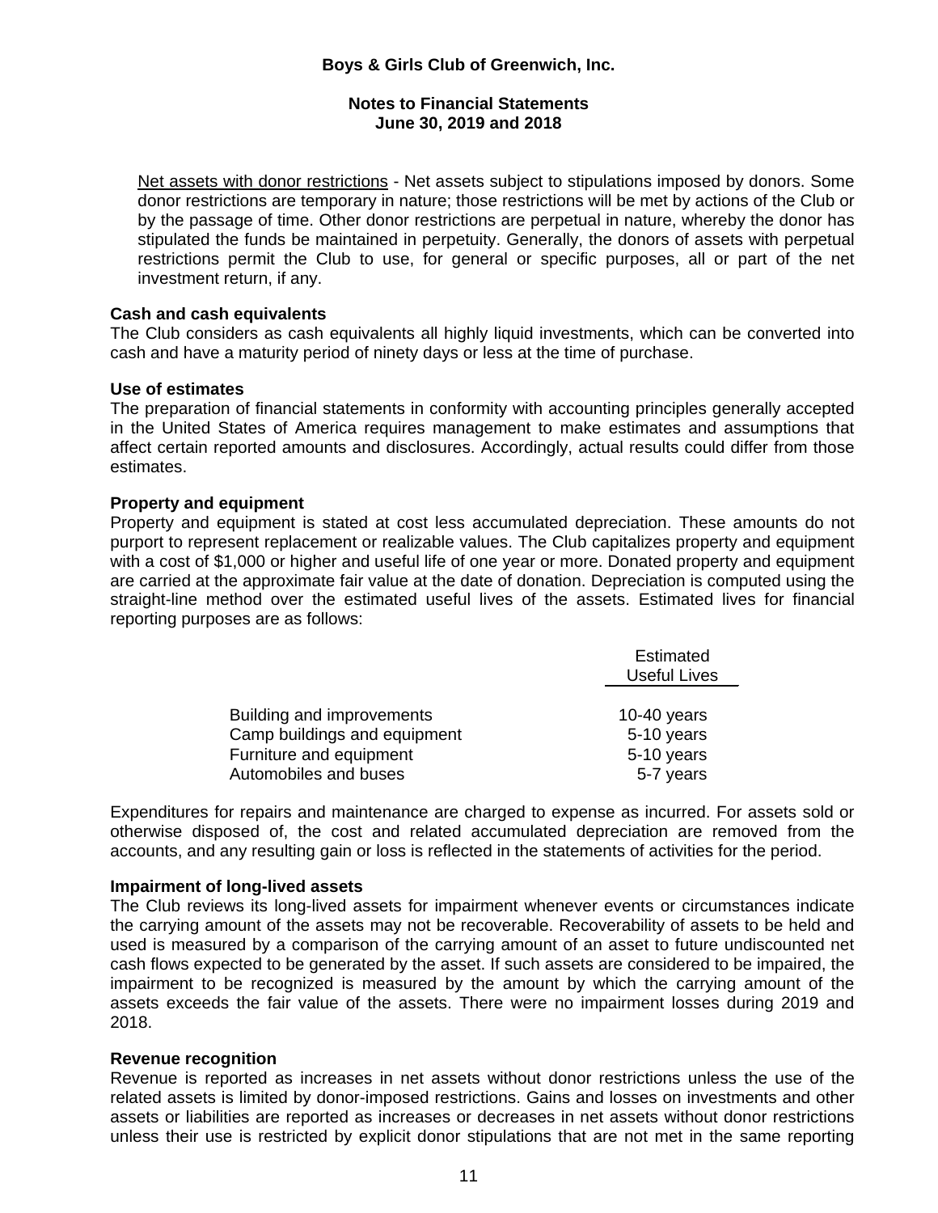Net assets with donor restrictions - Net assets subject to stipulations imposed by donors. Some donor restrictions are temporary in nature; those restrictions will be met by actions of the Club or by the passage of time. Other donor restrictions are perpetual in nature, whereby the donor has stipulated the funds be maintained in perpetuity. Generally, the donors of assets with perpetual restrictions permit the Club to use, for general or specific purposes, all or part of the net investment return, if any.

**Cash and cash equivalents**
The Club considers as cash equivalents all highly liquid investments, which can be converted into cash and have a maturity period of ninety days or less at the time of purchase.

**Use of estimates**
The preparation of financial statements in conformity with accounting principles generally accepted in the United States of America requires management to make estimates and assumptions that affect certain reported amounts and disclosures. Accordingly, actual results could differ from those estimates.

**Property and equipment**
Property and equipment is stated at cost less accumulated depreciation. These amounts do not purport to represent replacement or realizable values. The Club capitalizes property and equipment with a cost of $1,000 or higher and useful life of one year or more. Donated property and equipment are carried at the approximate fair value at the date of donation. Depreciation is computed using the straight-line method over the estimated useful lives of the assets. Estimated lives for financial reporting purposes are as follows:

| | Estimated Useful Lives |
|---|---|
| Building and improvements | 10-40 years |
| Camp buildings and equipment | 5-10 years |
| Furniture and equipment | 5-10 years |
| Automobiles and buses | 5-7 years |

Expenditures for repairs and maintenance are charged to expense as incurred. For assets sold or otherwise disposed of, the cost and related accumulated depreciation are removed from the accounts, and any resulting gain or loss is reflected in the statements of activities for the period.

**Impairment of long-lived assets**
The Club reviews its long-lived assets for impairment whenever events or circumstances indicate the carrying amount of the assets may not be recoverable. Recoverability of assets to be held and used is measured by a comparison of the carrying amount of an asset to future undiscounted net cash flows expected to be generated by the asset. If such assets are considered to be impaired, the impairment to be recognized is measured by the amount by which the carrying amount of the assets exceeds the fair value of the assets. There were no impairment losses during 2019 and 2018.

**Revenue recognition**
Revenue is reported as increases in net assets without donor restrictions unless the use of the related assets is limited by donor-imposed restrictions. Gains and losses on investments and other assets or liabilities are reported as increases or decreases in net assets without donor restrictions unless their use is restricted by explicit donor stipulations that are not met in the same reporting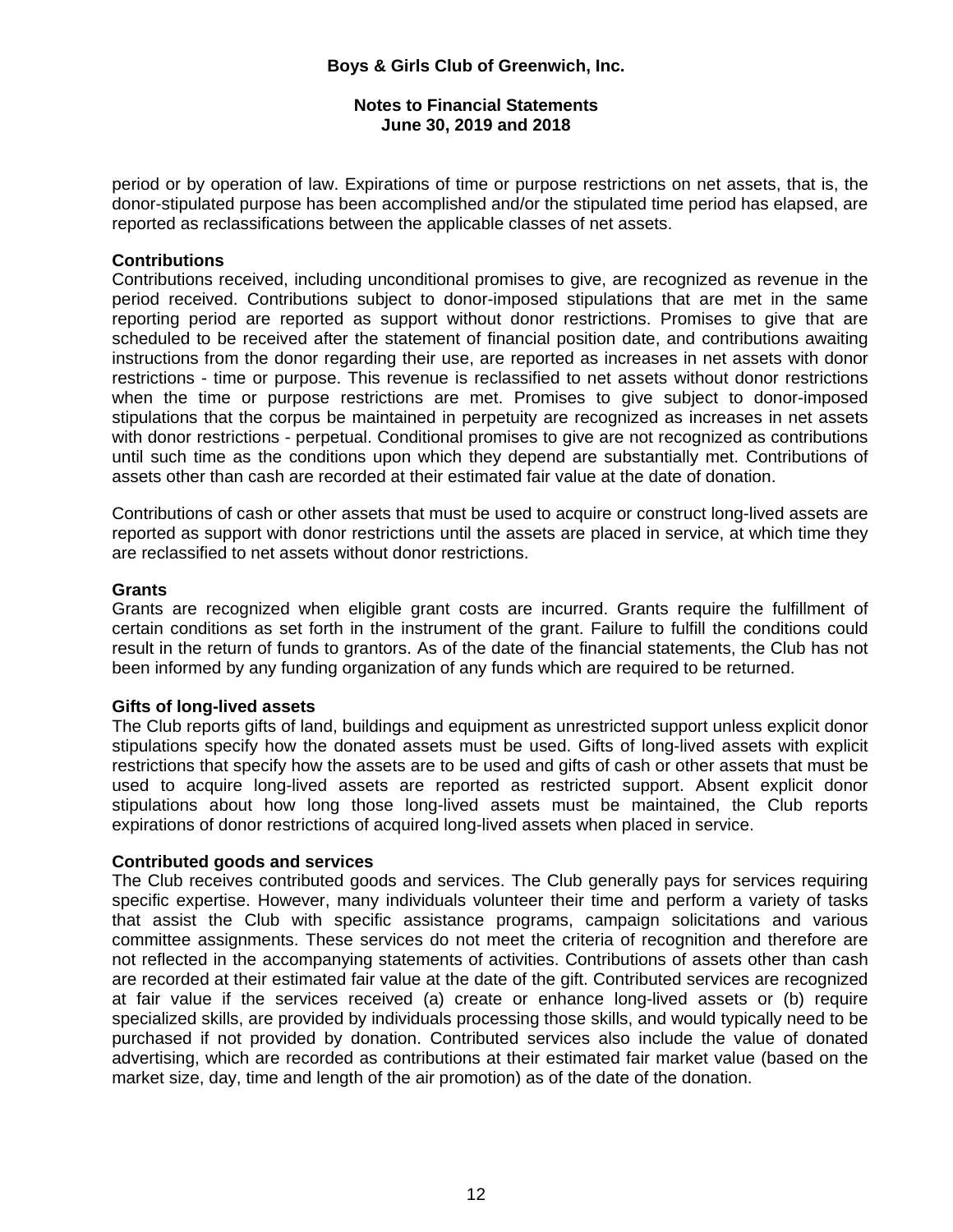period or by operation of law. Expirations of time or purpose restrictions on net assets, that is, the donor-stipulated purpose has been accomplished and/or the stipulated time period has elapsed, are reported as reclassifications between the applicable classes of net assets.

**Contributions**

Contributions received, including unconditional promises to give, are recognized as revenue in the period received. Contributions subject to donor-imposed stipulations that are met in the same reporting period are reported as support without donor restrictions. Promises to give that are scheduled to be received after the statement of financial position date, and contributions awaiting instructions from the donor regarding their use, are reported as increases in net assets with donor restrictions - time or purpose. This revenue is reclassified to net assets without donor restrictions when the time or purpose restrictions are met. Promises to give subject to donor-imposed stipulations that the corpus be maintained in perpetuity are recognized as increases in net assets with donor restrictions - perpetual. Conditional promises to give are not recognized as contributions until such time as the conditions upon which they depend are substantially met. Contributions of assets other than cash are recorded at their estimated fair value at the date of donation.

Contributions of cash or other assets that must be used to acquire or construct long-lived assets are reported as support with donor restrictions until the assets are placed in service, at which time they are reclassified to net assets without donor restrictions.

**Grants**

Grants are recognized when eligible grant costs are incurred. Grants require the fulfillment of certain conditions as set forth in the instrument of the grant. Failure to fulfill the conditions could result in the return of funds to grantors. As of the date of the financial statements, the Club has not been informed by any funding organization of any funds which are required to be returned.

**Gifts of long-lived assets**

The Club reports gifts of land, buildings and equipment as unrestricted support unless explicit donor stipulations specify how the donated assets must be used. Gifts of long-lived assets with explicit restrictions that specify how the assets are to be used and gifts of cash or other assets that must be used to acquire long-lived assets are reported as restricted support. Absent explicit donor stipulations about how long those long-lived assets must be maintained, the Club reports expirations of donor restrictions of acquired long-lived assets when placed in service.

**Contributed goods and services**

The Club receives contributed goods and services. The Club generally pays for services requiring specific expertise. However, many individuals volunteer their time and perform a variety of tasks that assist the Club with specific assistance programs, campaign solicitations and various committee assignments. These services do not meet the criteria of recognition and therefore are not reflected in the accompanying statements of activities. Contributions of assets other than cash are recorded at their estimated fair value at the date of the gift. Contributed services are recognized at fair value if the services received (a) create or enhance long-lived assets or (b) require specialized skills, are provided by individuals processing those skills, and would typically need to be purchased if not provided by donation. Contributed services also include the value of donated advertising, which are recorded as contributions at their estimated fair market value (based on the market size, day, time and length of the air promotion) as of the date of the donation.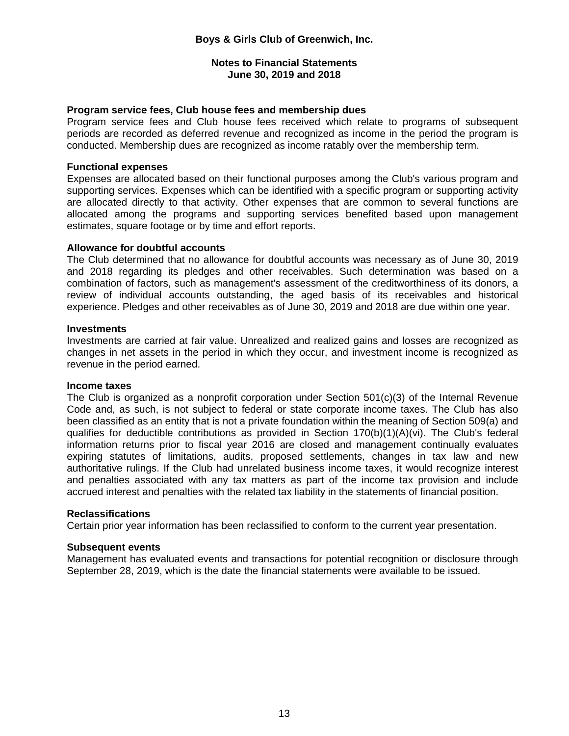**Boys & Girls Club of Greenwich, Inc.**

**Notes to Financial Statements**
**June 30, 2019 and 2018**

**Program service fees, Club house fees and membership dues**
Program service fees and Club house fees received which relate to programs of subsequent periods are recorded as deferred revenue and recognized as income in the period the program is conducted. Membership dues are recognized as income ratably over the membership term.

**Functional expenses**
Expenses are allocated based on their functional purposes among the Club's various program and supporting services. Expenses which can be identified with a specific program or supporting activity are allocated directly to that activity. Other expenses that are common to several functions are allocated among the programs and supporting services benefited based upon management estimates, square footage or by time and effort reports.

**Allowance for doubtful accounts**
The Club determined that no allowance for doubtful accounts was necessary as of June 30, 2019 and 2018 regarding its pledges and other receivables. Such determination was based on a combination of factors, such as management's assessment of the creditworthiness of its donors, a review of individual accounts outstanding, the aged basis of its receivables and historical experience. Pledges and other receivables as of June 30, 2019 and 2018 are due within one year.

**Investments**
Investments are carried at fair value. Unrealized and realized gains and losses are recognized as changes in net assets in the period in which they occur, and investment income is recognized as revenue in the period earned.

**Income taxes**
The Club is organized as a nonprofit corporation under Section 501(c)(3) of the Internal Revenue Code and, as such, is not subject to federal or state corporate income taxes. The Club has also been classified as an entity that is not a private foundation within the meaning of Section 509(a) and qualifies for deductible contributions as provided in Section 170(b)(1)(A)(vi). The Club's federal information returns prior to fiscal year 2016 are closed and management continually evaluates expiring statutes of limitations, audits, proposed settlements, changes in tax law and new authoritative rulings. If the Club had unrelated business income taxes, it would recognize interest and penalties associated with any tax matters as part of the income tax provision and include accrued interest and penalties with the related tax liability in the statements of financial position.

**Reclassifications**
Certain prior year information has been reclassified to conform to the current year presentation.

**Subsequent events**
Management has evaluated events and transactions for potential recognition or disclosure through September 28, 2019, which is the date the financial statements were available to be issued.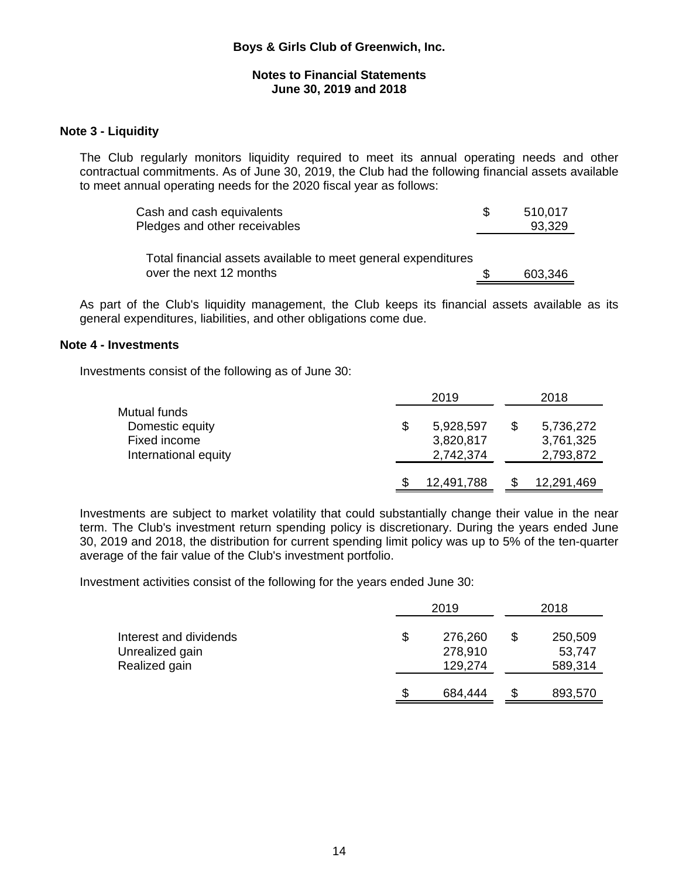**Boys & Girls Club of Greenwich, Inc.**

**Notes to Financial Statements**
**June 30, 2019 and 2018**

## Note 3 - Liquidity

The Club regularly monitors liquidity required to meet its annual operating needs and other contractual commitments. As of June 30, 2019, the Club had the following financial assets available to meet annual operating needs for the 2020 fiscal year as follows:

| | |
|---|---|
| Cash and cash equivalents | $ 510,017 |
| Pledges and other receivables | 93,329 |
| Total financial assets available to meet general expenditures over the next 12 months | $ 603,346 |

As part of the Club's liquidity management, the Club keeps its financial assets available as its general expenditures, liabilities, and other obligations come due.

## Note 4 - Investments

Investments consist of the following as of June 30:

| | 2019 | 2018 |
|---|---|---|
| Mutual funds | | |
| Domestic equity | $ 5,928,597 | $ 5,736,272 |
| Fixed income | 3,820,817 | 3,761,325 |
| International equity | 2,742,374 | 2,793,872 |
| | $ 12,491,788 | $ 12,291,469 |

Investments are subject to market volatility that could substantially change their value in the near term. The Club's investment return spending policy is discretionary. During the years ended June 30, 2019 and 2018, the distribution for current spending limit policy was up to 5% of the ten-quarter average of the fair value of the Club's investment portfolio.

Investment activities consist of the following for the years ended June 30:

| | 2019 | 2018 |
|---|---|---|
| Interest and dividends | $ 276,260 | $ 250,509 |
| Unrealized gain | 278,910 | 53,747 |
| Realized gain | 129,274 | 589,314 |
| | $ 684,444 | $ 893,570 |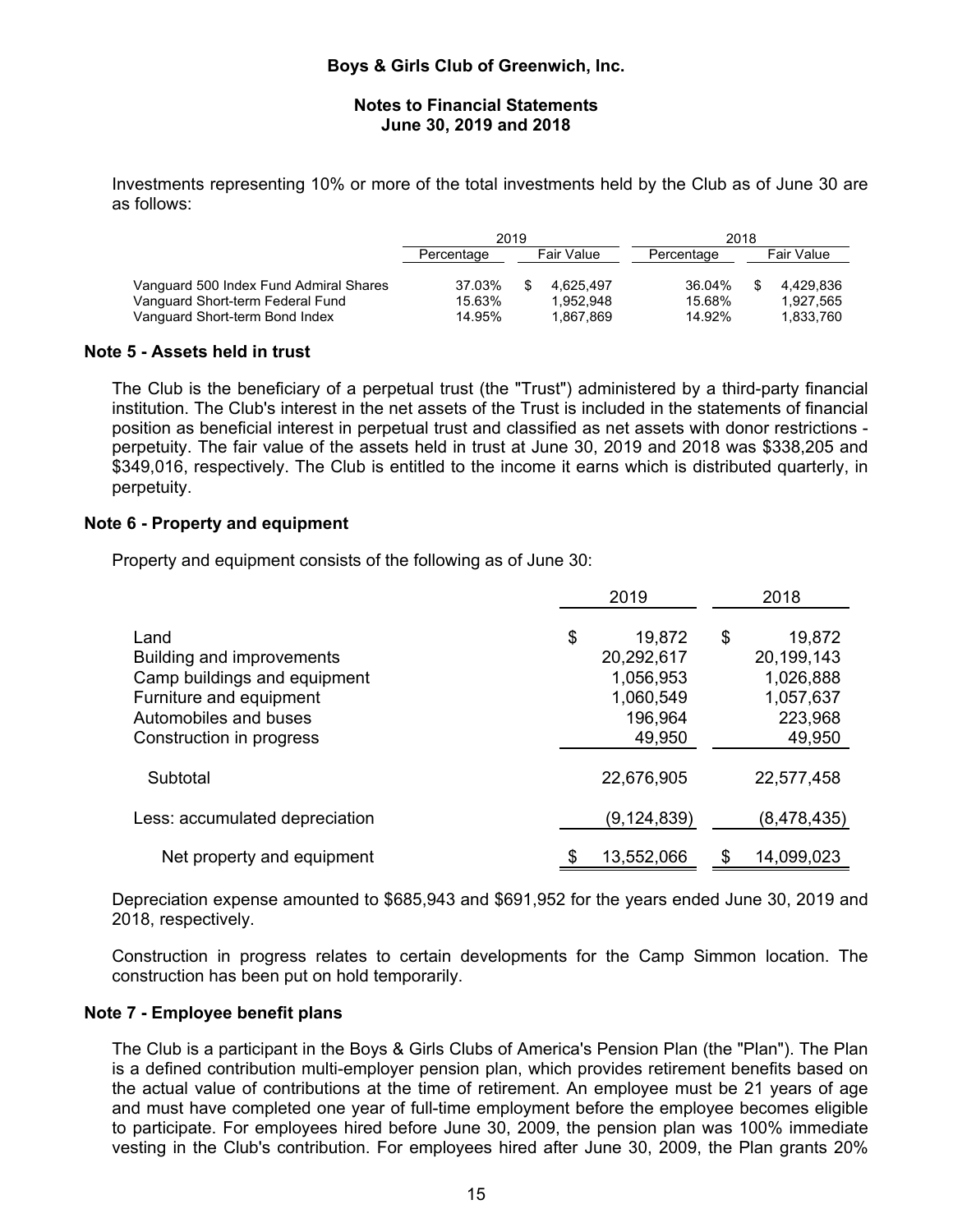Investments representing 10% or more of the total investments held by the Club as of June 30 are as follows:

| | 2019 | | 2018 | |
|---|---|---|---|---|
| | Percentage | Fair Value | Percentage | Fair Value |
| Vanguard 500 Index Fund Admiral Shares | 37.03% | $ 4,625,497 | 36.04% | $ 4,429,836 |
| Vanguard Short-term Federal Fund | 15.63% | 1,952,948 | 15.68% | 1,927,565 |
| Vanguard Short-term Bond Index | 14.95% | 1,867,869 | 14.92% | 1,833,760 |

## Note 5 - Assets held in trust

The Club is the beneficiary of a perpetual trust (the "Trust") administered by a third-party financial institution. The Club's interest in the net assets of the Trust is included in the statements of financial position as beneficial interest in perpetual trust and classified as net assets with donor restrictions - perpetuity. The fair value of the assets held in trust at June 30, 2019 and 2018 was $338,205 and $349,016, respectively. The Club is entitled to the income it earns which is distributed quarterly, in perpetuity.

## Note 6 - Property and equipment

Property and equipment consists of the following as of June 30:

| | 2019 | 2018 |
|---|---|---|
| Land | $ 19,872 | $ 19,872 |
| Building and improvements | 20,292,617 | 20,199,143 |
| Camp buildings and equipment | 1,056,953 | 1,026,888 |
| Furniture and equipment | 1,060,549 | 1,057,637 |
| Automobiles and buses | 196,964 | 223,968 |
| Construction in progress | 49,950 | 49,950 |
| Subtotal | 22,676,905 | 22,577,458 |
| Less: accumulated depreciation | (9,124,839) | (8,478,435) |
| Net property and equipment | $ 13,552,066 | $ 14,099,023 |

Depreciation expense amounted to $685,943 and $691,952 for the years ended June 30, 2019 and 2018, respectively.

Construction in progress relates to certain developments for the Camp Simmon location. The construction has been put on hold temporarily.

## Note 7 - Employee benefit plans

The Club is a participant in the Boys & Girls Clubs of America's Pension Plan (the "Plan"). The Plan is a defined contribution multi-employer pension plan, which provides retirement benefits based on the actual value of contributions at the time of retirement. An employee must be 21 years of age and must have completed one year of full-time employment before the employee becomes eligible to participate. For employees hired before June 30, 2009, the pension plan was 100% immediate vesting in the Club's contribution. For employees hired after June 30, 2009, the Plan grants 20%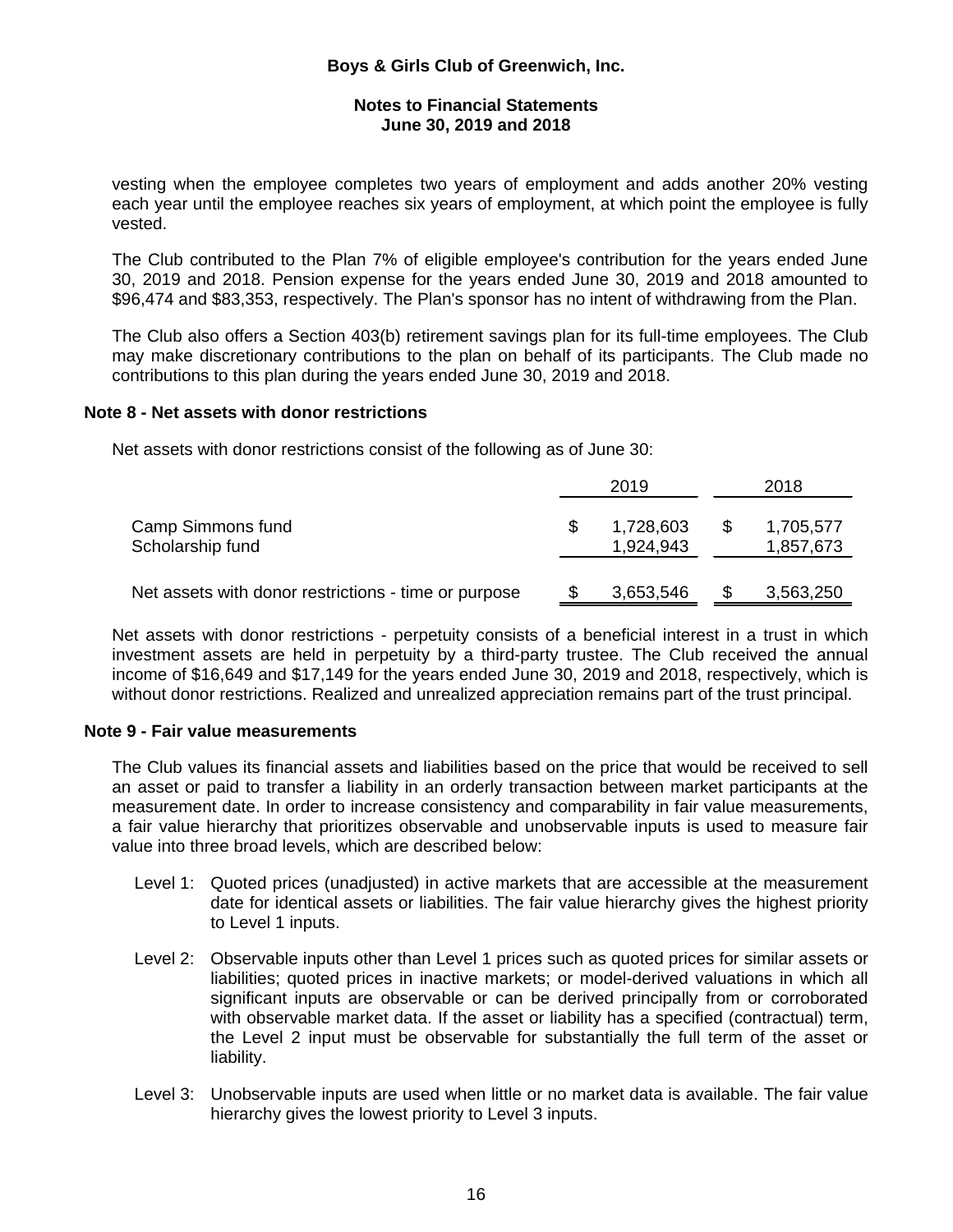vesting when the employee completes two years of employment and adds another 20% vesting each year until the employee reaches six years of employment, at which point the employee is fully vested.

The Club contributed to the Plan 7% of eligible employee's contribution for the years ended June 30, 2019 and 2018. Pension expense for the years ended June 30, 2019 and 2018 amounted to $96,474 and $83,353, respectively. The Plan's sponsor has no intent of withdrawing from the Plan.

The Club also offers a Section 403(b) retirement savings plan for its full-time employees. The Club may make discretionary contributions to the plan on behalf of its participants. The Club made no contributions to this plan during the years ended June 30, 2019 and 2018.

## Note 8 - Net assets with donor restrictions

Net assets with donor restrictions consist of the following as of June 30:

| | 2019 | 2018 |
|---|---|---|
| Camp Simmons fund | $ 1,728,603 | $ 1,705,577 |
| Scholarship fund | 1,924,943 | 1,857,673 |
| Net assets with donor restrictions - time or purpose | $ 3,653,546 | $ 3,563,250 |

Net assets with donor restrictions - perpetuity consists of a beneficial interest in a trust in which investment assets are held in perpetuity by a third-party trustee. The Club received the annual income of $16,649 and $17,149 for the years ended June 30, 2019 and 2018, respectively, which is without donor restrictions. Realized and unrealized appreciation remains part of the trust principal.

## Note 9 - Fair value measurements

The Club values its financial assets and liabilities based on the price that would be received to sell an asset or paid to transfer a liability in an orderly transaction between market participants at the measurement date. In order to increase consistency and comparability in fair value measurements, a fair value hierarchy that prioritizes observable and unobservable inputs is used to measure fair value into three broad levels, which are described below:

- Level 1: Quoted prices (unadjusted) in active markets that are accessible at the measurement date for identical assets or liabilities. The fair value hierarchy gives the highest priority to Level 1 inputs.
- Level 2: Observable inputs other than Level 1 prices such as quoted prices for similar assets or liabilities; quoted prices in inactive markets; or model-derived valuations in which all significant inputs are observable or can be derived principally from or corroborated with observable market data. If the asset or liability has a specified (contractual) term, the Level 2 input must be observable for substantially the full term of the asset or liability.
- Level 3: Unobservable inputs are used when little or no market data is available. The fair value hierarchy gives the lowest priority to Level 3 inputs.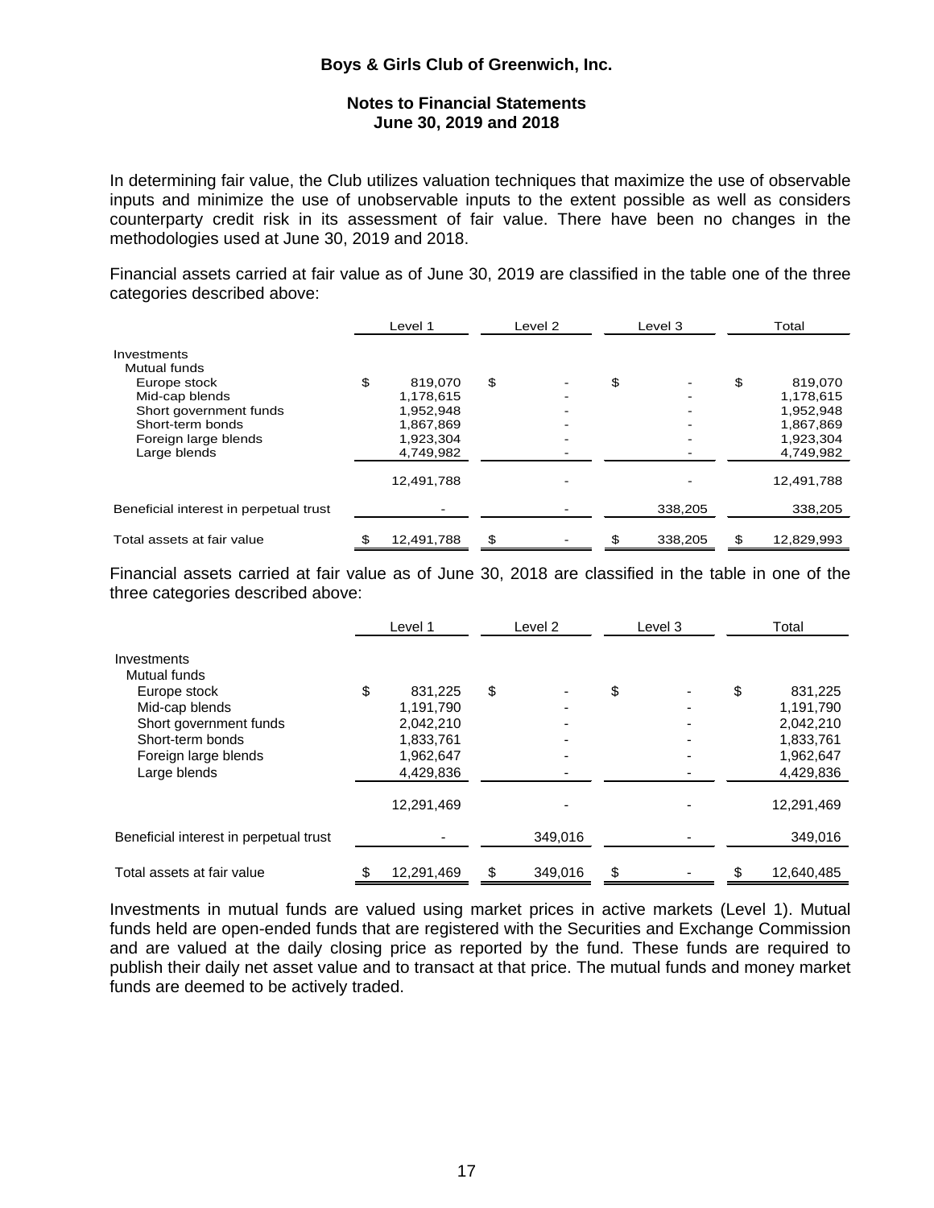# Boys & Girls Club of Greenwich, Inc.

## Notes to Financial Statements
## June 30, 2019 and 2018

In determining fair value, the Club utilizes valuation techniques that maximize the use of observable inputs and minimize the use of unobservable inputs to the extent possible as well as considers counterparty credit risk in its assessment of fair value. There have been no changes in the methodologies used at June 30, 2019 and 2018.

Financial assets carried at fair value as of June 30, 2019 are classified in the table one of the three categories described above:

| | Level 1 | Level 2 | Level 3 | Total |
|---|---|---|---|---|
| Investments | | | | |
| Mutual funds | | | | |
| Europe stock | $ 819,070 | $ - | $ - | $ 819,070 |
| Mid-cap blends | 1,178,615 | - | - | 1,178,615 |
| Short government funds | 1,952,948 | - | - | 1,952,948 |
| Short-term bonds | 1,867,869 | - | - | 1,867,869 |
| Foreign large blends | 1,923,304 | - | - | 1,923,304 |
| Large blends | 4,749,982 | - | - | 4,749,982 |
| | 12,491,788 | - | - | 12,491,788 |
| Beneficial interest in perpetual trust | - | - | 338,205 | 338,205 |
| Total assets at fair value | $ 12,491,788 | $ - | $ 338,205 | $ 12,829,993 |

Financial assets carried at fair value as of June 30, 2018 are classified in the table in one of the three categories described above:

| | Level 1 | Level 2 | Level 3 | Total |
|---|---|---|---|---|
| Investments | | | | |
| Mutual funds | | | | |
| Europe stock | $ 831,225 | $ - | $ - | $ 831,225 |
| Mid-cap blends | 1,191,790 | - | - | 1,191,790 |
| Short government funds | 2,042,210 | - | - | 2,042,210 |
| Short-term bonds | 1,833,761 | - | - | 1,833,761 |
| Foreign large blends | 1,962,647 | - | - | 1,962,647 |
| Large blends | 4,429,836 | - | - | 4,429,836 |
| | 12,291,469 | - | - | 12,291,469 |
| Beneficial interest in perpetual trust | - | 349,016 | - | 349,016 |
| Total assets at fair value | $ 12,291,469 | $ 349,016 | $ - | $ 12,640,485 |

Investments in mutual funds are valued using market prices in active markets (Level 1). Mutual funds held are open-ended funds that are registered with the Securities and Exchange Commission and are valued at the daily closing price as reported by the fund. These funds are required to publish their daily net asset value and to transact at that price. The mutual funds and money market funds are deemed to be actively traded.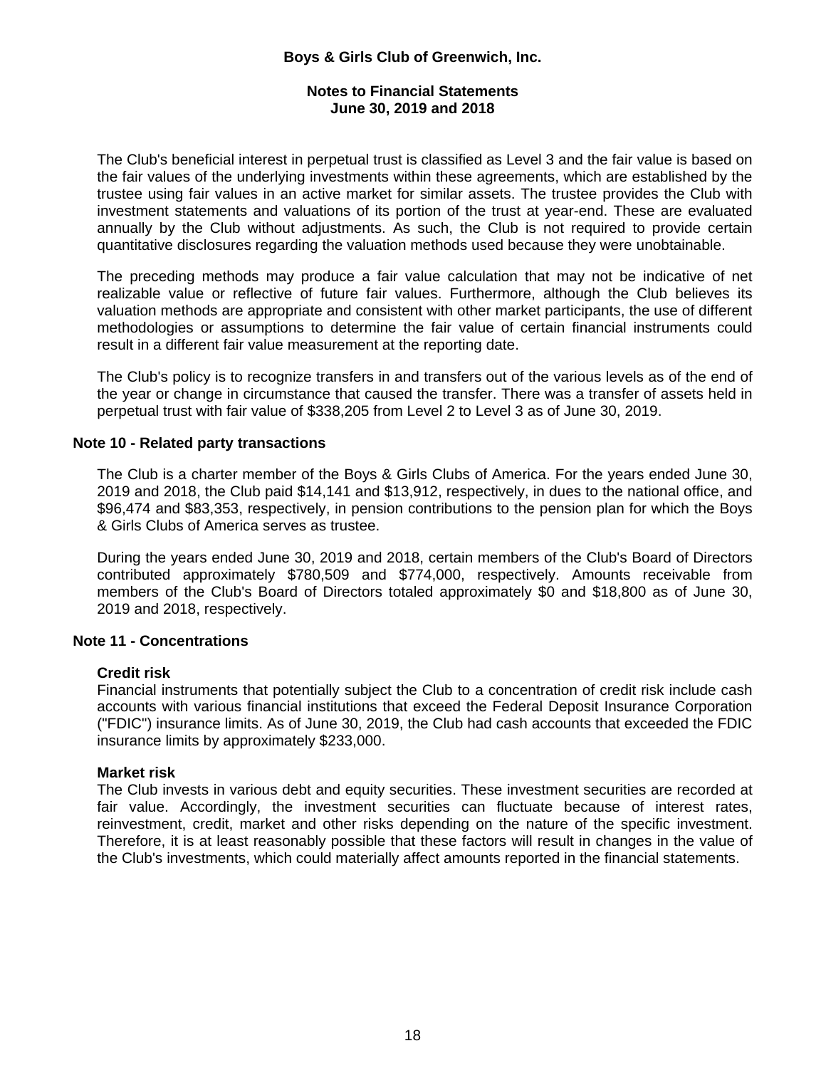The Club's beneficial interest in perpetual trust is classified as Level 3 and the fair value is based on the fair values of the underlying investments within these agreements, which are established by the trustee using fair values in an active market for similar assets. The trustee provides the Club with investment statements and valuations of its portion of the trust at year-end. These are evaluated annually by the Club without adjustments. As such, the Club is not required to provide certain quantitative disclosures regarding the valuation methods used because they were unobtainable.

The preceding methods may produce a fair value calculation that may not be indicative of net realizable value or reflective of future fair values. Furthermore, although the Club believes its valuation methods are appropriate and consistent with other market participants, the use of different methodologies or assumptions to determine the fair value of certain financial instruments could result in a different fair value measurement at the reporting date.

The Club's policy is to recognize transfers in and transfers out of the various levels as of the end of the year or change in circumstance that caused the transfer. There was a transfer of assets held in perpetual trust with fair value of $338,205 from Level 2 to Level 3 as of June 30, 2019.

## Note 10 - Related party transactions

The Club is a charter member of the Boys & Girls Clubs of America. For the years ended June 30, 2019 and 2018, the Club paid $14,141 and $13,912, respectively, in dues to the national office, and $96,474 and $83,353, respectively, in pension contributions to the pension plan for which the Boys & Girls Clubs of America serves as trustee.

During the years ended June 30, 2019 and 2018, certain members of the Club's Board of Directors contributed approximately $780,509 and $774,000, respectively. Amounts receivable from members of the Club's Board of Directors totaled approximately $0 and $18,800 as of June 30, 2019 and 2018, respectively.

## Note 11 - Concentrations

### Credit risk

Financial instruments that potentially subject the Club to a concentration of credit risk include cash accounts with various financial institutions that exceed the Federal Deposit Insurance Corporation ("FDIC") insurance limits. As of June 30, 2019, the Club had cash accounts that exceeded the FDIC insurance limits by approximately $233,000.

### Market risk

The Club invests in various debt and equity securities. These investment securities are recorded at fair value. Accordingly, the investment securities can fluctuate because of interest rates, reinvestment, credit, market and other risks depending on the nature of the specific investment. Therefore, it is at least reasonably possible that these factors will result in changes in the value of the Club's investments, which could materially affect amounts reported in the financial statements.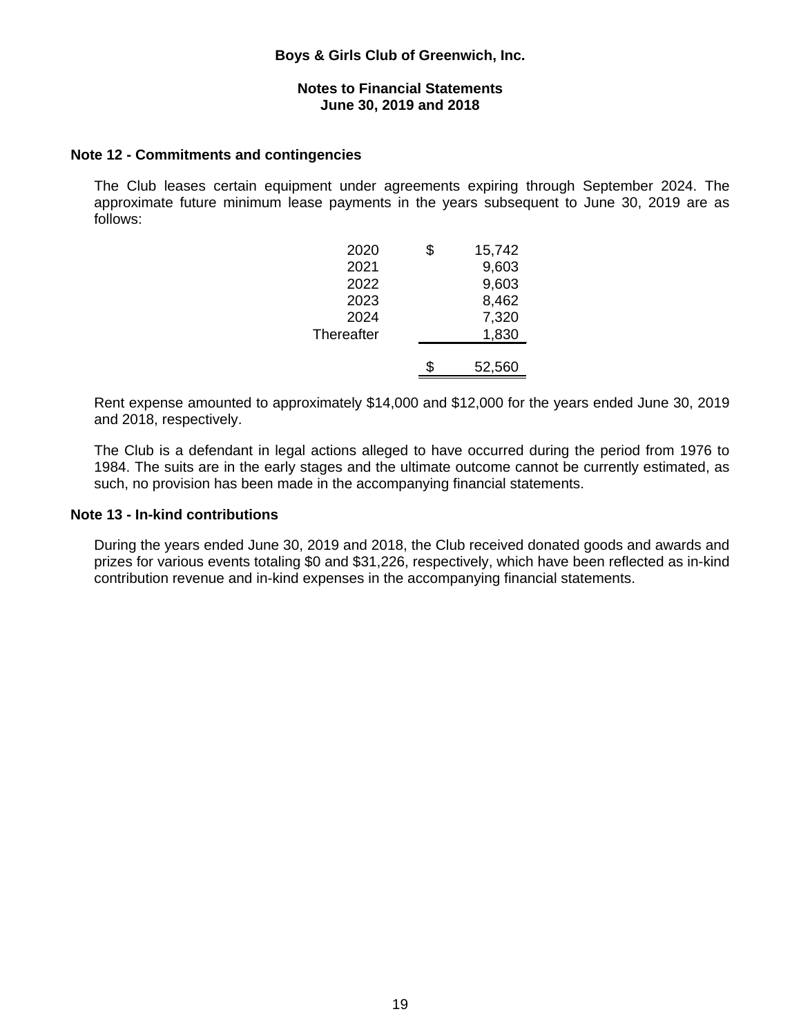# Boys & Girls Club of Greenwich, Inc.

## Notes to Financial Statements
## June 30, 2019 and 2018

### Note 12 - Commitments and contingencies

The Club leases certain equipment under agreements expiring through September 2024. The approximate future minimum lease payments in the years subsequent to June 30, 2019 are as follows:

| | |
|---|---|
| 2020 | $ 15,742 |
| 2021 | 9,603 |
| 2022 | 9,603 |
| 2023 | 8,462 |
| 2024 | 7,320 |
| Thereafter | 1,830 |
| | $ 52,560 |

Rent expense amounted to approximately $14,000 and $12,000 for the years ended June 30, 2019 and 2018, respectively.

The Club is a defendant in legal actions alleged to have occurred during the period from 1976 to 1984. The suits are in the early stages and the ultimate outcome cannot be currently estimated, as such, no provision has been made in the accompanying financial statements.

### Note 13 - In-kind contributions

During the years ended June 30, 2019 and 2018, the Club received donated goods and awards and prizes for various events totaling $0 and $31,226, respectively, which have been reflected as in-kind contribution revenue and in-kind expenses in the accompanying financial statements.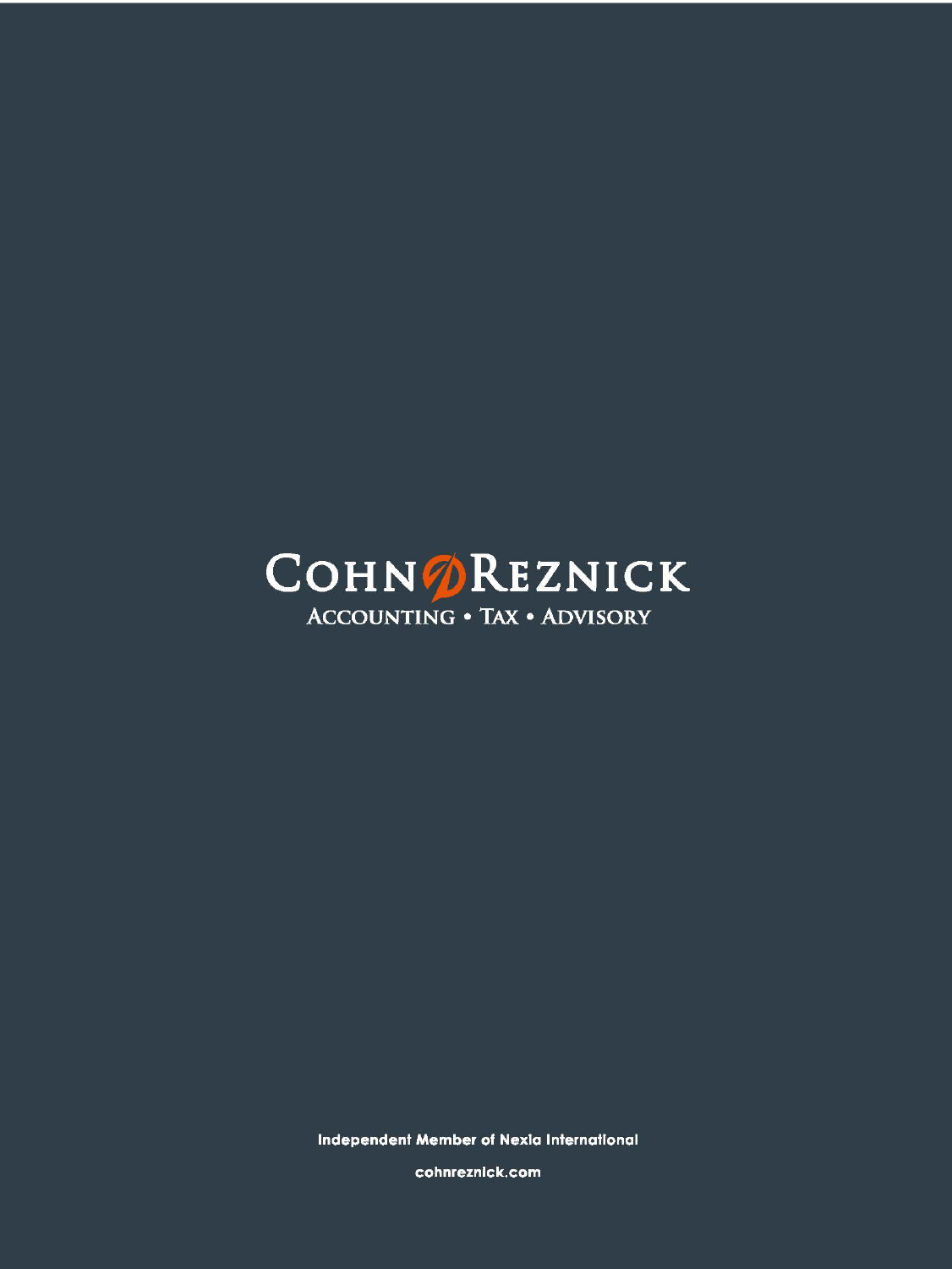COHNREZNICK

ACCOUNTING • TAX • ADVISORY

Independent Member of Nexia International

cohnreznick.com